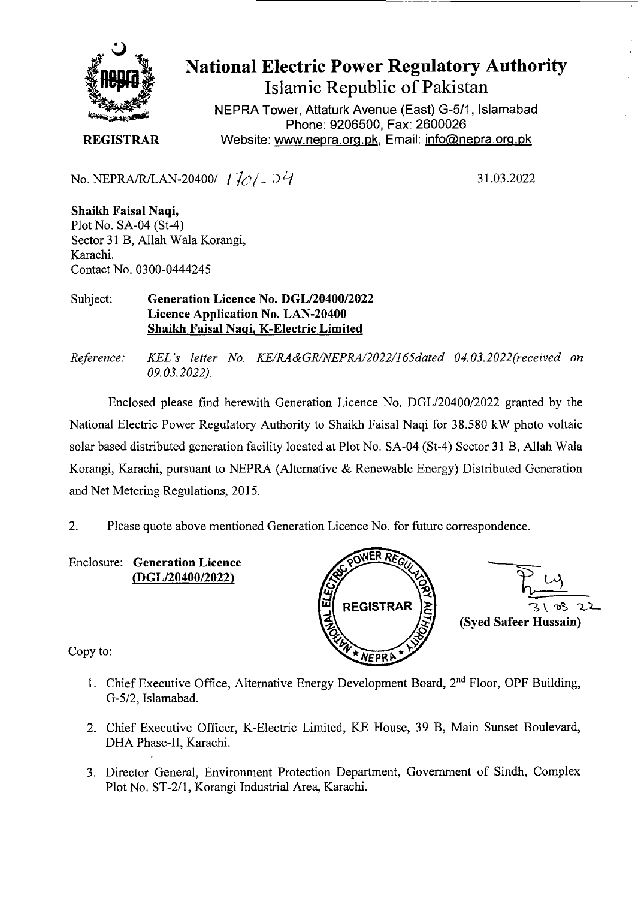# National Electric Power Regulatory Authority

## Islamic Republic of Pakistan

NEPRA Tower, Attaturk Avenue (East) G-5/1, Islamabad
Phone: 9206500, Fax: 2600026
Website: www.nepra.org.pk, Email: info@nepra.org.pk

**REGISTRAR**

No. NEPRA/R/LAN-20400/ 1701-04

31.03.2022

**Shaikh Faisal Naqi,**
Plot No. SA-04 (St-4)
Sector 31 B, Allah Wala Korangi,
Karachi.
Contact No. 0300-0444245

Subject: **Generation Licence No. DGL/20400/2022**
**Licence Application No. LAN-20400**
**Shaikh Faisal Naqi, K-Electric Limited**

*Reference: KEL's letter No. KE/RA&GR/NEPRA/2022/165dated 04.03.2022(received on 09.03.2022).*

Enclosed please find herewith Generation Licence No. DGL/20400/2022 granted by the National Electric Power Regulatory Authority to Shaikh Faisal Naqi for 38.580 kW photo voltaic solar based distributed generation facility located at Plot No. SA-04 (St-4) Sector 31 B, Allah Wala Korangi, Karachi, pursuant to NEPRA (Alternative & Renewable Energy) Distributed Generation and Net Metering Regulations, 2015.

2. Please quote above mentioned Generation Licence No. for future correspondence.

Enclosure: **Generation Licence**
**(DGL/20400/2022)**

31 03 22
**(Syed Safeer Hussain)**

Copy to:

1. Chief Executive Office, Alternative Energy Development Board, 2nd Floor, OPF Building, G-5/2, Islamabad.
2. Chief Executive Officer, K-Electric Limited, KE House, 39 B, Main Sunset Boulevard, DHA Phase-II, Karachi.
3. Director General, Environment Protection Department, Government of Sindh, Complex Plot No. ST-2/1, Korangi Industrial Area, Karachi.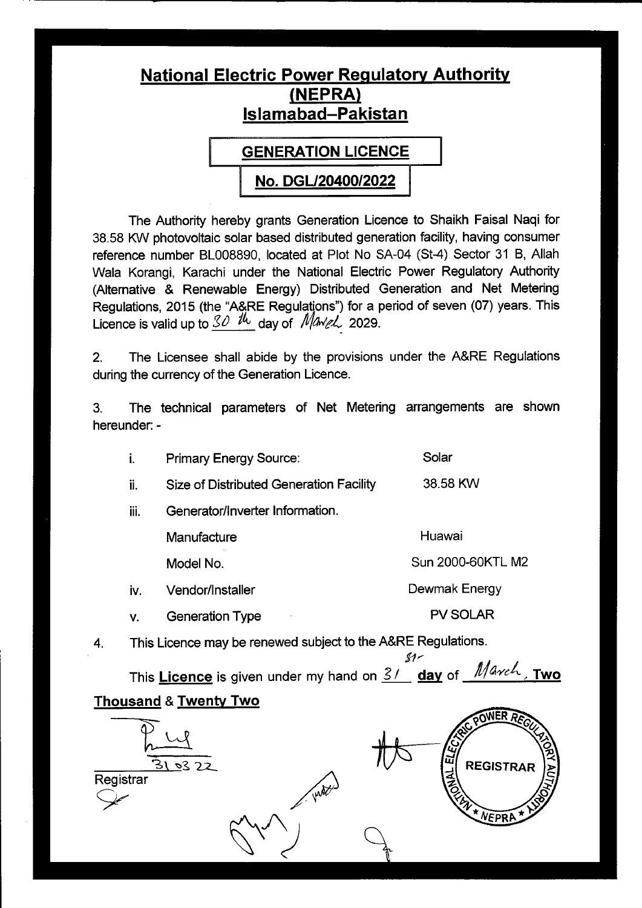# National Electric Power Regulatory Authority (NEPRA) Islamabad–Pakistan

## GENERATION LICENCE

## No. DGL/20400/2022

The Authority hereby grants Generation Licence to Shaikh Faisal Naqi for 38.58 KW photovoltaic solar based distributed generation facility, having consumer reference number BL008890, located at Plot No SA-04 (St-4) Sector 31 B, Allah Wala Korangi, Karachi under the National Electric Power Regulatory Authority (Alternative & Renewable Energy) Distributed Generation and Net Metering Regulations, 2015 (the "A&RE Regulations") for a period of seven (07) years. This Licence is valid up to 30 th day of March 2029.

2. The Licensee shall abide by the provisions under the A&RE Regulations during the currency of the Generation Licence.

3. The technical parameters of Net Metering arrangements are shown hereunder: -

| | | |
|---|---|---|
| i. | Primary Energy Source: | Solar |
| ii. | Size of Distributed Generation Facility | 38.58 KW |
| iii. | Generator/Inverter Information. | |
| | Manufacture | Huawai |
| | Model No. | Sun 2000-60KTL M2 |
| iv. | Vendor/Installer | Dewmak Energy |
| v. | Generation Type | PV SOLAR |

4. This Licence may be renewed subject to the A&RE Regulations.

This **Licence** is given under my hand on 31 **day** of March, **Two Thousand** & **Twenty Two**

31 03 22

Registrar

REGISTRAR
NATIONAL ELECTRIC POWER REGULATORY AUTHORITY
NEPRA